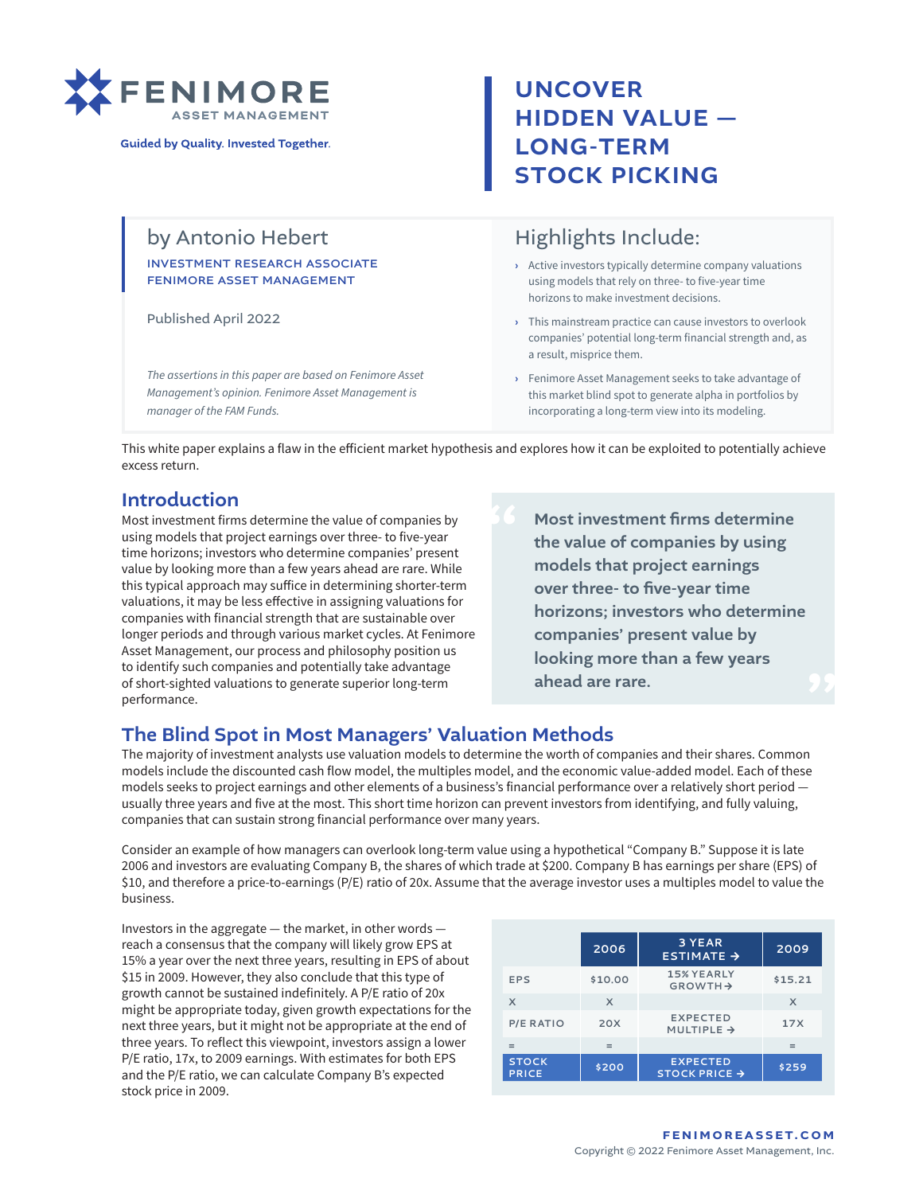FENIMORE
ASSET MANAGEMENT

Guided by Quality. Invested Together.

# UNCOVER HIDDEN VALUE — LONG-TERM STOCK PICKING

by Antonio Hebert

INVESTMENT RESEARCH ASSOCIATE
FENIMORE ASSET MANAGEMENT

Published April 2022

*The assertions in this paper are based on Fenimore Asset Management's opinion. Fenimore Asset Management is manager of the FAM Funds.*

## Highlights Include:

- Active investors typically determine company valuations using models that rely on three- to five-year time horizons to make investment decisions.
- This mainstream practice can cause investors to overlook companies' potential long-term financial strength and, as a result, misprice them.
- Fenimore Asset Management seeks to take advantage of this market blind spot to generate alpha in portfolios by incorporating a long-term view into its modeling.

This white paper explains a flaw in the efficient market hypothesis and explores how it can be exploited to potentially achieve excess return.

## Introduction

Most investment firms determine the value of companies by using models that project earnings over three- to five-year time horizons; investors who determine companies' present value by looking more than a few years ahead are rare. While this typical approach may suffice in determining shorter-term valuations, it may be less effective in assigning valuations for companies with financial strength that are sustainable over longer periods and through various market cycles. At Fenimore Asset Management, our process and philosophy position us to identify such companies and potentially take advantage of short-sighted valuations to generate superior long-term performance.

> **Most investment firms determine the value of companies by using models that project earnings over three- to five-year time horizons; investors who determine companies' present value by looking more than a few years ahead are rare.**

## The Blind Spot in Most Managers' Valuation Methods

The majority of investment analysts use valuation models to determine the worth of companies and their shares. Common models include the discounted cash flow model, the multiples model, and the economic value-added model. Each of these models seeks to project earnings and other elements of a business's financial performance over a relatively short period — usually three years and five at the most. This short time horizon can prevent investors from identifying, and fully valuing, companies that can sustain strong financial performance over many years.

Consider an example of how managers can overlook long-term value using a hypothetical "Company B." Suppose it is late 2006 and investors are evaluating Company B, the shares of which trade at $200. Company B has earnings per share (EPS) of $10, and therefore a price-to-earnings (P/E) ratio of 20x. Assume that the average investor uses a multiples model to value the business.

Investors in the aggregate — the market, in other words — reach a consensus that the company will likely grow EPS at 15% a year over the next three years, resulting in EPS of about $15 in 2009. However, they also conclude that this type of growth cannot be sustained indefinitely. A P/E ratio of 20x might be appropriate today, given growth expectations for the next three years, but it might not be appropriate at the end of three years. To reflect this viewpoint, investors assign a lower P/E ratio, 17x, to 2009 earnings. With estimates for both EPS and the P/E ratio, we can calculate Company B's expected stock price in 2009.

| | 2006 | 3 YEAR ESTIMATE → | 2009 |
|---|---|---|---|
| EPS | $10.00 | 15% YEARLY GROWTH → | $15.21 |
| X | X | | X |
| P/E RATIO | 20X | EXPECTED MULTIPLE → | 17X |
| = | = | | = |
| STOCK PRICE | $200 | EXPECTED STOCK PRICE → | $259 |

FENIMOREASSET.COM
Copyright © 2022 Fenimore Asset Management, Inc.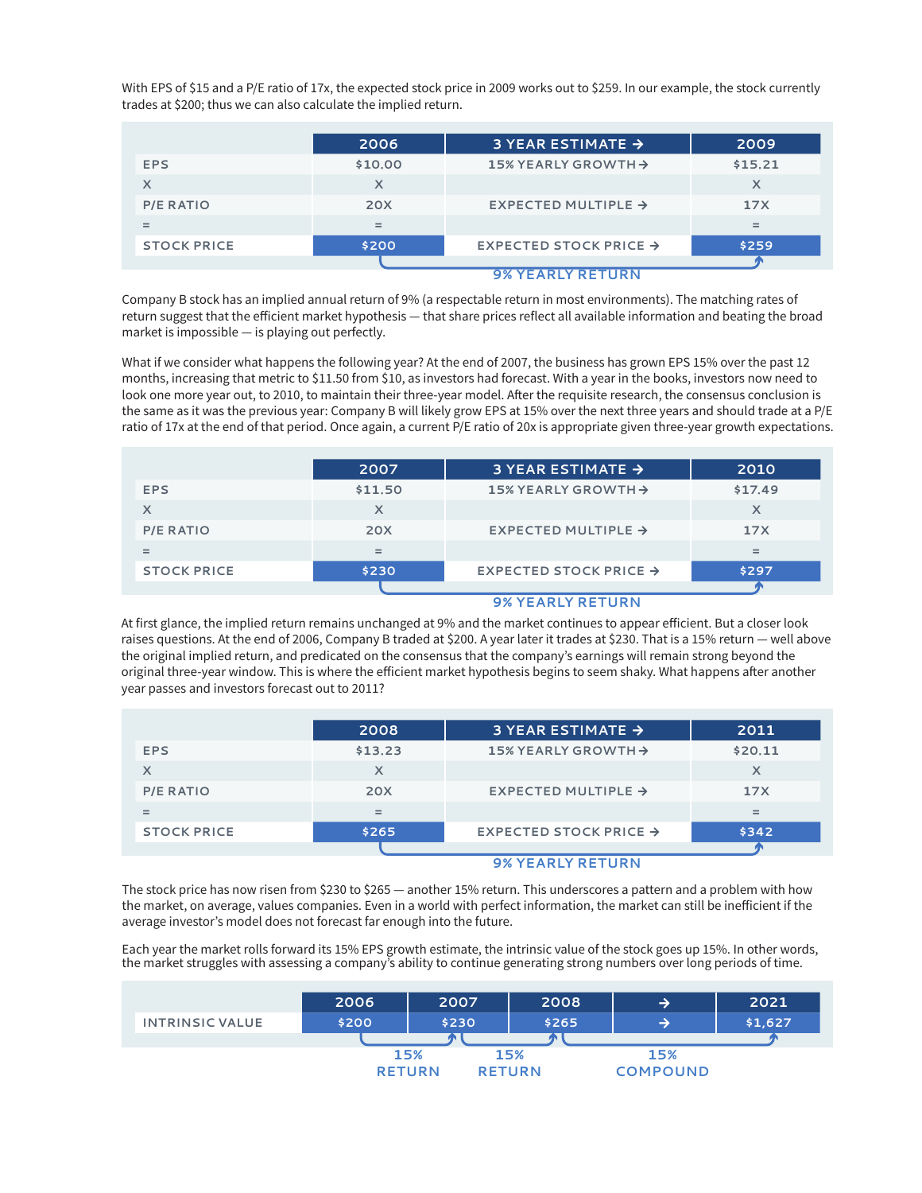With EPS of $15 and a P/E ratio of 17x, the expected stock price in 2009 works out to $259. In our example, the stock currently trades at $200; thus we can also calculate the implied return.

| | 2006 | 3 YEAR ESTIMATE → | 2009 |
|---|---|---|---|
| EPS | $10.00 | 15% YEARLY GROWTH → | $15.21 |
| X | X | | X |
| P/E RATIO | 20X | EXPECTED MULTIPLE → | 17X |
| = | = | | = |
| STOCK PRICE | $200 | EXPECTED STOCK PRICE → | $259 |
| | | 9% YEARLY RETURN | |

Company B stock has an implied annual return of 9% (a respectable return in most environments). The matching rates of return suggest that the efficient market hypothesis — that share prices reflect all available information and beating the broad market is impossible — is playing out perfectly.

What if we consider what happens the following year? At the end of 2007, the business has grown EPS 15% over the past 12 months, increasing that metric to $11.50 from $10, as investors had forecast. With a year in the books, investors now need to look one more year out, to 2010, to maintain their three-year model. After the requisite research, the consensus conclusion is the same as it was the previous year: Company B will likely grow EPS at 15% over the next three years and should trade at a P/E ratio of 17x at the end of that period. Once again, a current P/E ratio of 20x is appropriate given three-year growth expectations.

| | 2007 | 3 YEAR ESTIMATE → | 2010 |
|---|---|---|---|
| EPS | $11.50 | 15% YEARLY GROWTH → | $17.49 |
| X | X | | X |
| P/E RATIO | 20X | EXPECTED MULTIPLE → | 17X |
| = | = | | = |
| STOCK PRICE | $230 | EXPECTED STOCK PRICE → | $297 |
| | | 9% YEARLY RETURN | |

At first glance, the implied return remains unchanged at 9% and the market continues to appear efficient. But a closer look raises questions. At the end of 2006, Company B traded at $200. A year later it trades at $230. That is a 15% return — well above the original implied return, and predicated on the consensus that the company's earnings will remain strong beyond the original three-year window. This is where the efficient market hypothesis begins to seem shaky. What happens after another year passes and investors forecast out to 2011?

| | 2008 | 3 YEAR ESTIMATE → | 2011 |
|---|---|---|---|
| EPS | $13.23 | 15% YEARLY GROWTH → | $20.11 |
| X | X | | X |
| P/E RATIO | 20X | EXPECTED MULTIPLE → | 17X |
| = | = | | = |
| STOCK PRICE | $265 | EXPECTED STOCK PRICE → | $342 |
| | | 9% YEARLY RETURN | |

The stock price has now risen from $230 to $265 — another 15% return. This underscores a pattern and a problem with how the market, on average, values companies. Even in a world with perfect information, the market can still be inefficient if the average investor's model does not forecast far enough into the future.

Each year the market rolls forward its 15% EPS growth estimate, the intrinsic value of the stock goes up 15%. In other words, the market struggles with assessing a company's ability to continue generating strong numbers over long periods of time.

| | 2006 | 2007 | 2008 | → | 2021 |
|---|---|---|---|---|---|
| INTRINSIC VALUE | $200 | $230 | $265 | → | $1,627 |
| | 15% RETURN | | 15% RETURN | 15% COMPOUND | |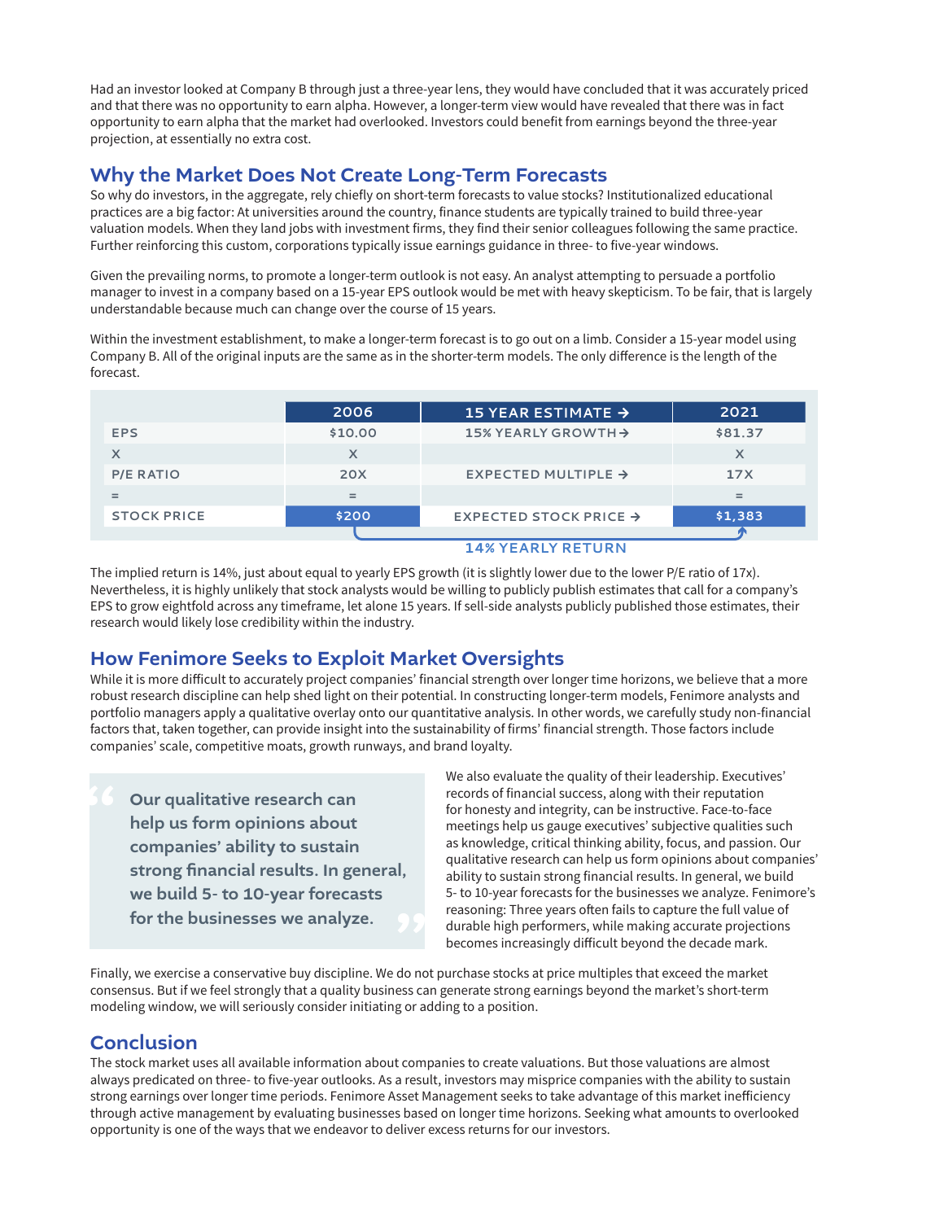Had an investor looked at Company B through just a three-year lens, they would have concluded that it was accurately priced and that there was no opportunity to earn alpha. However, a longer-term view would have revealed that there was in fact opportunity to earn alpha that the market had overlooked. Investors could benefit from earnings beyond the three-year projection, at essentially no extra cost.

## Why the Market Does Not Create Long-Term Forecasts

So why do investors, in the aggregate, rely chiefly on short-term forecasts to value stocks? Institutionalized educational practices are a big factor: At universities around the country, finance students are typically trained to build three-year valuation models. When they land jobs with investment firms, they find their senior colleagues following the same practice. Further reinforcing this custom, corporations typically issue earnings guidance in three- to five-year windows.

Given the prevailing norms, to promote a longer-term outlook is not easy. An analyst attempting to persuade a portfolio manager to invest in a company based on a 15-year EPS outlook would be met with heavy skepticism. To be fair, that is largely understandable because much can change over the course of 15 years.

Within the investment establishment, to make a longer-term forecast is to go out on a limb. Consider a 15-year model using Company B. All of the original inputs are the same as in the shorter-term models. The only difference is the length of the forecast.

| | 2006 | 15 YEAR ESTIMATE → | 2021 |
|---|---|---|---|
| EPS | $10.00 | 15% YEARLY GROWTH → | $81.37 |
| X | X | | X |
| P/E RATIO | 20X | EXPECTED MULTIPLE → | 17X |
| = | = | | = |
| STOCK PRICE | $200 | EXPECTED STOCK PRICE → | $1,383 |
| | | 14% YEARLY RETURN | |

The implied return is 14%, just about equal to yearly EPS growth (it is slightly lower due to the lower P/E ratio of 17x). Nevertheless, it is highly unlikely that stock analysts would be willing to publicly publish estimates that call for a company's EPS to grow eightfold across any timeframe, let alone 15 years. If sell-side analysts publicly published those estimates, their research would likely lose credibility within the industry.

## How Fenimore Seeks to Exploit Market Oversights

While it is more difficult to accurately project companies' financial strength over longer time horizons, we believe that a more robust research discipline can help shed light on their potential. In constructing longer-term models, Fenimore analysts and portfolio managers apply a qualitative overlay onto our quantitative analysis. In other words, we carefully study non-financial factors that, taken together, can provide insight into the sustainability of firms' financial strength. Those factors include companies' scale, competitive moats, growth runways, and brand loyalty.

> **Our qualitative research can help us form opinions about companies' ability to sustain strong financial results. In general, we build 5- to 10-year forecasts for the businesses we analyze.**

We also evaluate the quality of their leadership. Executives' records of financial success, along with their reputation for honesty and integrity, can be instructive. Face-to-face meetings help us gauge executives' subjective qualities such as knowledge, critical thinking ability, focus, and passion. Our qualitative research can help us form opinions about companies' ability to sustain strong financial results. In general, we build 5- to 10-year forecasts for the businesses we analyze. Fenimore's reasoning: Three years often fails to capture the full value of durable high performers, while making accurate projections becomes increasingly difficult beyond the decade mark.

Finally, we exercise a conservative buy discipline. We do not purchase stocks at price multiples that exceed the market consensus. But if we feel strongly that a quality business can generate strong earnings beyond the market's short-term modeling window, we will seriously consider initiating or adding to a position.

## Conclusion

The stock market uses all available information about companies to create valuations. But those valuations are almost always predicated on three- to five-year outlooks. As a result, investors may misprice companies with the ability to sustain strong earnings over longer time periods. Fenimore Asset Management seeks to take advantage of this market inefficiency through active management by evaluating businesses based on longer time horizons. Seeking what amounts to overlooked opportunity is one of the ways that we endeavor to deliver excess returns for our investors.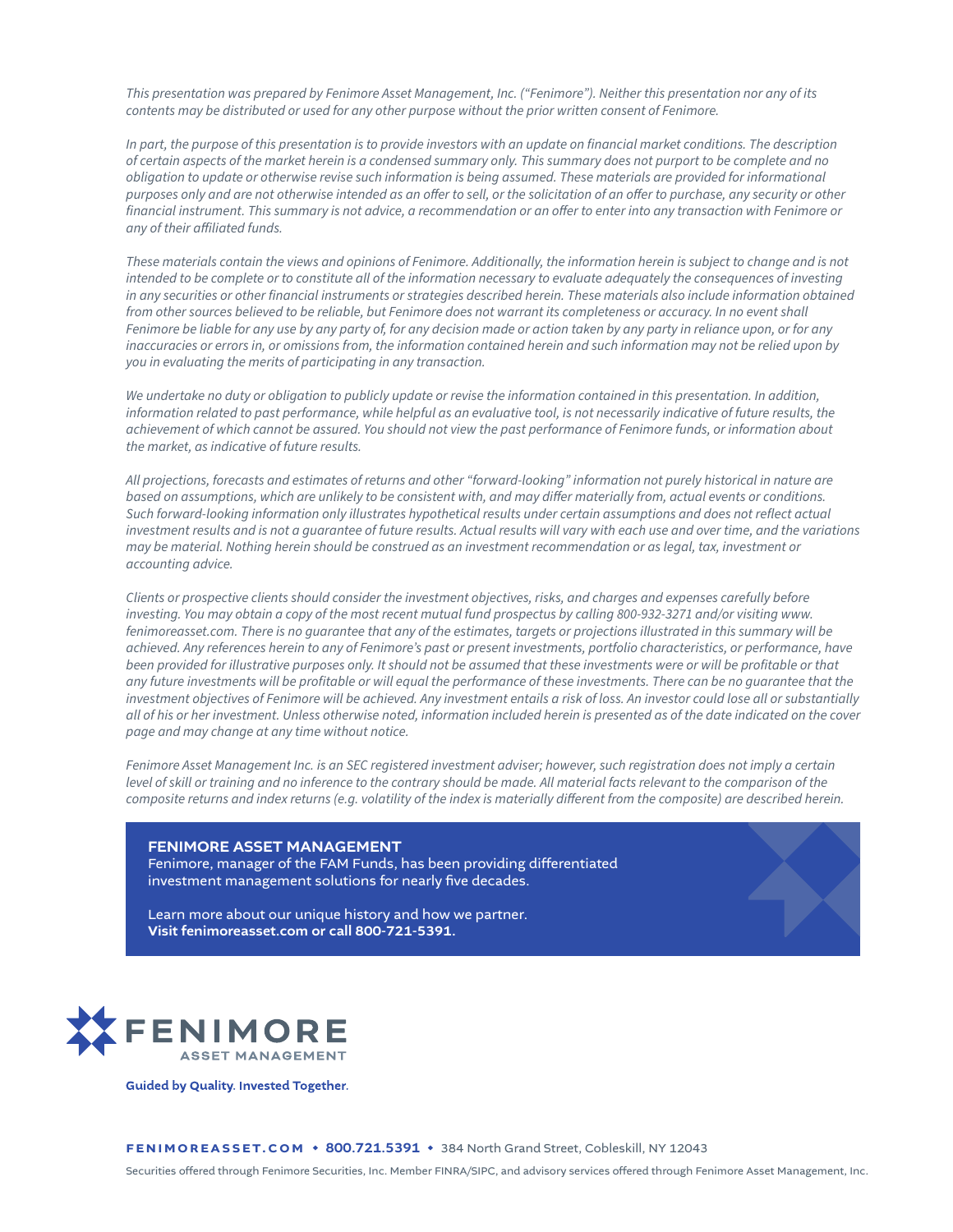*This presentation was prepared by Fenimore Asset Management, Inc. ("Fenimore"). Neither this presentation nor any of its contents may be distributed or used for any other purpose without the prior written consent of Fenimore.*

*In part, the purpose of this presentation is to provide investors with an update on financial market conditions. The description of certain aspects of the market herein is a condensed summary only. This summary does not purport to be complete and no obligation to update or otherwise revise such information is being assumed. These materials are provided for informational purposes only and are not otherwise intended as an offer to sell, or the solicitation of an offer to purchase, any security or other financial instrument. This summary is not advice, a recommendation or an offer to enter into any transaction with Fenimore or any of their affiliated funds.*

*These materials contain the views and opinions of Fenimore. Additionally, the information herein is subject to change and is not intended to be complete or to constitute all of the information necessary to evaluate adequately the consequences of investing in any securities or other financial instruments or strategies described herein. These materials also include information obtained from other sources believed to be reliable, but Fenimore does not warrant its completeness or accuracy. In no event shall Fenimore be liable for any use by any party of, for any decision made or action taken by any party in reliance upon, or for any inaccuracies or errors in, or omissions from, the information contained herein and such information may not be relied upon by you in evaluating the merits of participating in any transaction.*

*We undertake no duty or obligation to publicly update or revise the information contained in this presentation. In addition, information related to past performance, while helpful as an evaluative tool, is not necessarily indicative of future results, the achievement of which cannot be assured. You should not view the past performance of Fenimore funds, or information about the market, as indicative of future results.*

*All projections, forecasts and estimates of returns and other "forward-looking" information not purely historical in nature are based on assumptions, which are unlikely to be consistent with, and may differ materially from, actual events or conditions. Such forward-looking information only illustrates hypothetical results under certain assumptions and does not reflect actual investment results and is not a guarantee of future results. Actual results will vary with each use and over time, and the variations may be material. Nothing herein should be construed as an investment recommendation or as legal, tax, investment or accounting advice.*

*Clients or prospective clients should consider the investment objectives, risks, and charges and expenses carefully before investing. You may obtain a copy of the most recent mutual fund prospectus by calling 800-932-3271 and/or visiting www.fenimoreasset.com. There is no guarantee that any of the estimates, targets or projections illustrated in this summary will be achieved. Any references herein to any of Fenimore's past or present investments, portfolio characteristics, or performance, have been provided for illustrative purposes only. It should not be assumed that these investments were or will be profitable or that any future investments will be profitable or will equal the performance of these investments. There can be no guarantee that the investment objectives of Fenimore will be achieved. Any investment entails a risk of loss. An investor could lose all or substantially all of his or her investment. Unless otherwise noted, information included herein is presented as of the date indicated on the cover page and may change at any time without notice.*

*Fenimore Asset Management Inc. is an SEC registered investment adviser; however, such registration does not imply a certain level of skill or training and no inference to the contrary should be made. All material facts relevant to the comparison of the composite returns and index returns (e.g. volatility of the index is materially different from the composite) are described herein.*

**FENIMORE ASSET MANAGEMENT**
Fenimore, manager of the FAM Funds, has been providing differentiated investment management solutions for nearly five decades.

Learn more about our unique history and how we partner.
**Visit fenimoreasset.com or call 800-721-5391.**

FENIMORE ASSET MANAGEMENT

**Guided by Quality. Invested Together.**

**FENIMOREASSET.COM** • **800.721.5391** • 384 North Grand Street, Cobleskill, NY 12043

Securities offered through Fenimore Securities, Inc. Member FINRA/SIPC, and advisory services offered through Fenimore Asset Management, Inc.